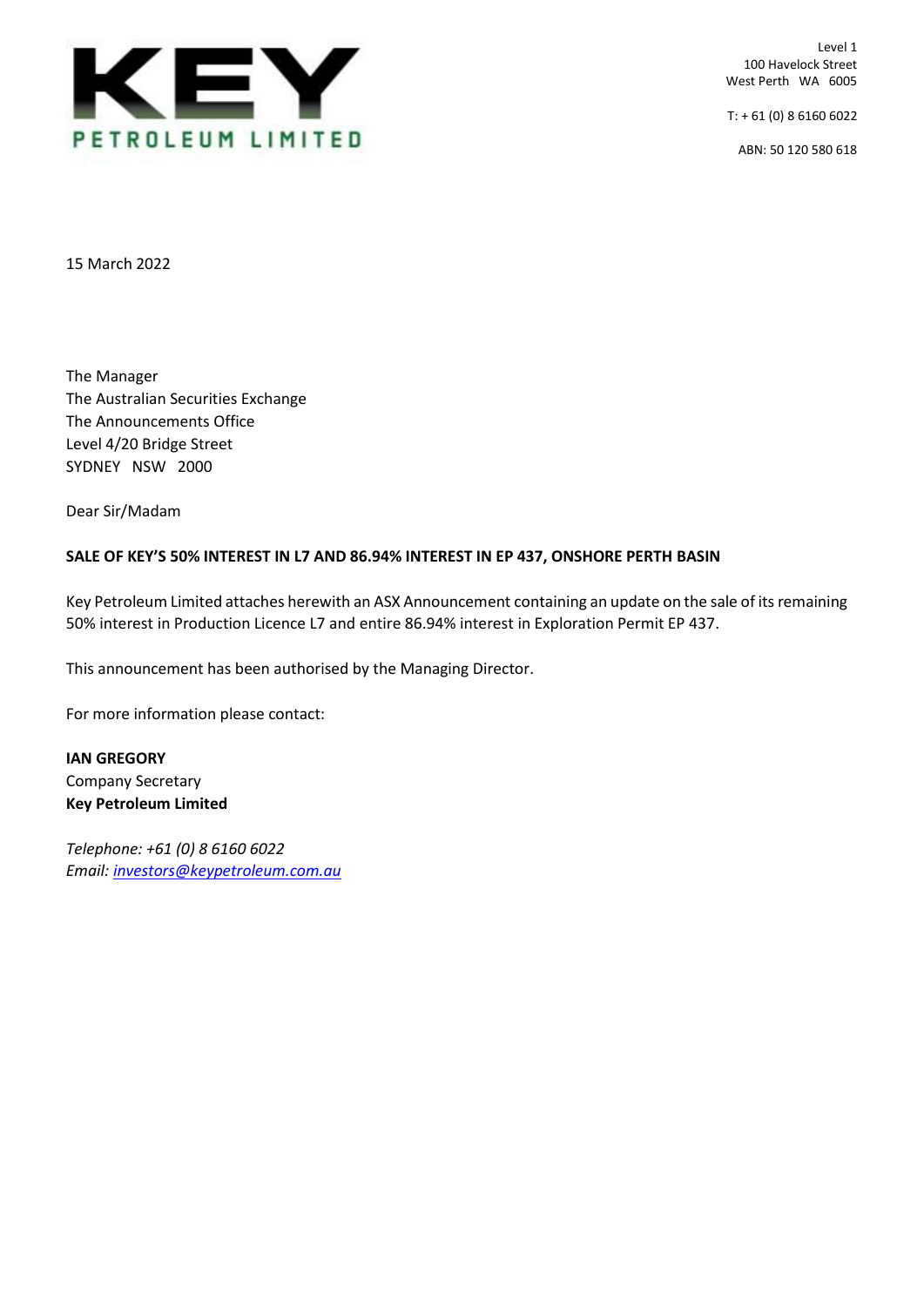**KEY**
**PETROLEUM LIMITED**

Level 1
100 Havelock Street
West Perth WA 6005

T: + 61 (0) 8 6160 6022

ABN: 50 120 580 618

15 March 2022

The Manager
The Australian Securities Exchange
The Announcements Office
Level 4/20 Bridge Street
SYDNEY NSW 2000

Dear Sir/Madam

**SALE OF KEY'S 50% INTEREST IN L7 AND 86.94% INTEREST IN EP 437, ONSHORE PERTH BASIN**

Key Petroleum Limited attaches herewith an ASX Announcement containing an update on the sale of its remaining 50% interest in Production Licence L7 and entire 86.94% interest in Exploration Permit EP 437.

This announcement has been authorised by the Managing Director.

For more information please contact:

**IAN GREGORY**
Company Secretary
**Key Petroleum Limited**

*Telephone: +61 (0) 8 6160 6022*
*Email: investors@keypetroleum.com.au*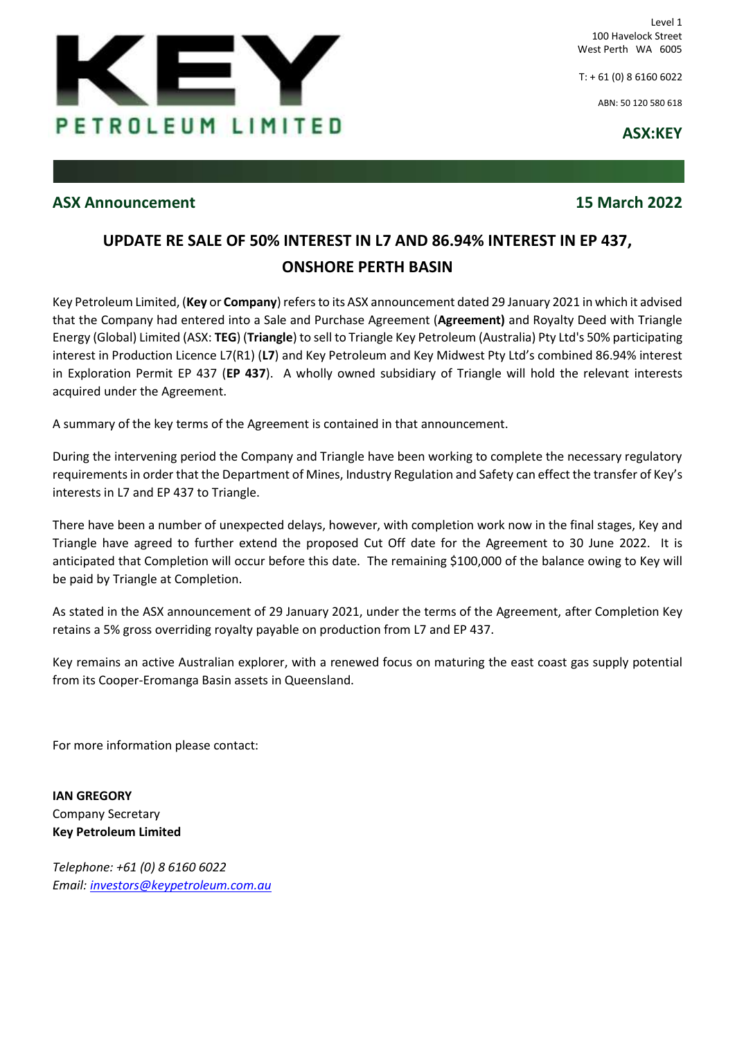KEY PETROLEUM LIMITED

Level 1
100 Havelock Street
West Perth WA 6005

T: + 61 (0) 8 6160 6022

ABN: 50 120 580 618

**ASX:KEY**

**ASX Announcement** **15 March 2022**

## UPDATE RE SALE OF 50% INTEREST IN L7 AND 86.94% INTEREST IN EP 437, ONSHORE PERTH BASIN

Key Petroleum Limited, (**Key** or **Company**) refers to its ASX announcement dated 29 January 2021 in which it advised that the Company had entered into a Sale and Purchase Agreement (**Agreement)** and Royalty Deed with Triangle Energy (Global) Limited (ASX: **TEG**) (**Triangle**) to sell to Triangle Key Petroleum (Australia) Pty Ltd's 50% participating interest in Production Licence L7(R1) (**L7**) and Key Petroleum and Key Midwest Pty Ltd's combined 86.94% interest in Exploration Permit EP 437 (**EP 437**). A wholly owned subsidiary of Triangle will hold the relevant interests acquired under the Agreement.

A summary of the key terms of the Agreement is contained in that announcement.

During the intervening period the Company and Triangle have been working to complete the necessary regulatory requirements in order that the Department of Mines, Industry Regulation and Safety can effect the transfer of Key's interests in L7 and EP 437 to Triangle.

There have been a number of unexpected delays, however, with completion work now in the final stages, Key and Triangle have agreed to further extend the proposed Cut Off date for the Agreement to 30 June 2022. It is anticipated that Completion will occur before this date. The remaining $100,000 of the balance owing to Key will be paid by Triangle at Completion.

As stated in the ASX announcement of 29 January 2021, under the terms of the Agreement, after Completion Key retains a 5% gross overriding royalty payable on production from L7 and EP 437.

Key remains an active Australian explorer, with a renewed focus on maturing the east coast gas supply potential from its Cooper-Eromanga Basin assets in Queensland.

For more information please contact:

**IAN GREGORY**
Company Secretary
**Key Petroleum Limited**

*Telephone: +61 (0) 8 6160 6022*
*Email: investors@keypetroleum.com.au*